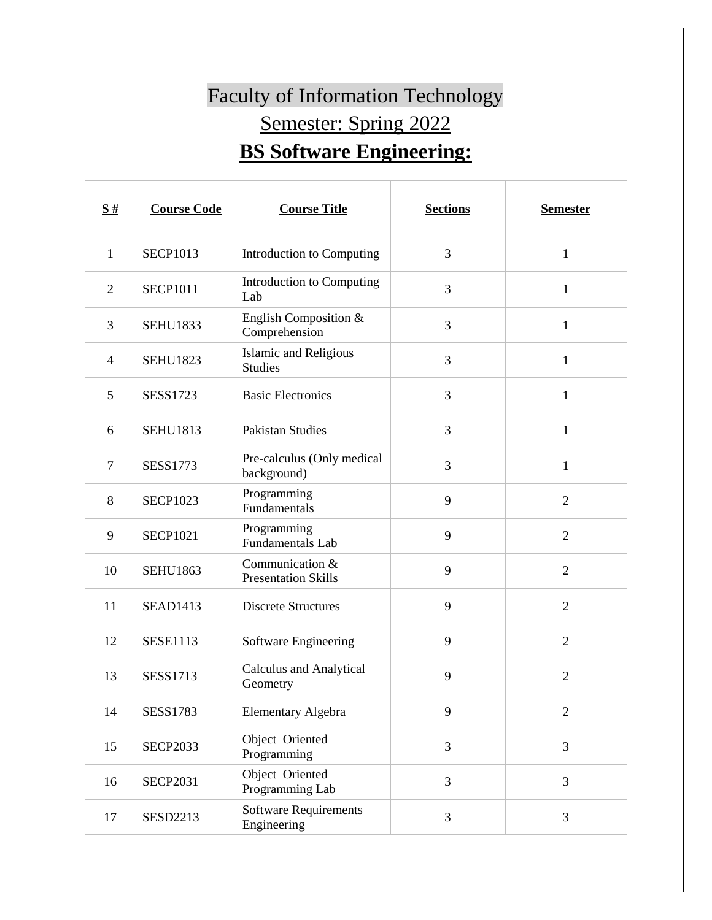# Faculty of Information Technology

## Semester: Spring 2022

## **BS Software Engineering:**

| S # | Course Code | Course Title | Sections | Semester |
|---|---|---|---|---|
| 1 | SECP1013 | Introduction to Computing | 3 | 1 |
| 2 | SECP1011 | Introduction to Computing Lab | 3 | 1 |
| 3 | SEHU1833 | English Composition & Comprehension | 3 | 1 |
| 4 | SEHU1823 | Islamic and Religious Studies | 3 | 1 |
| 5 | SESS1723 | Basic Electronics | 3 | 1 |
| 6 | SEHU1813 | Pakistan Studies | 3 | 1 |
| 7 | SESS1773 | Pre-calculus (Only medical background) | 3 | 1 |
| 8 | SECP1023 | Programming Fundamentals | 9 | 2 |
| 9 | SECP1021 | Programming Fundamentals Lab | 9 | 2 |
| 10 | SEHU1863 | Communication & Presentation Skills | 9 | 2 |
| 11 | SEAD1413 | Discrete Structures | 9 | 2 |
| 12 | SESE1113 | Software Engineering | 9 | 2 |
| 13 | SESS1713 | Calculus and Analytical Geometry | 9 | 2 |
| 14 | SESS1783 | Elementary Algebra | 9 | 2 |
| 15 | SECP2033 | Object Oriented Programming | 3 | 3 |
| 16 | SECP2031 | Object Oriented Programming Lab | 3 | 3 |
| 17 | SESD2213 | Software Requirements Engineering | 3 | 3 |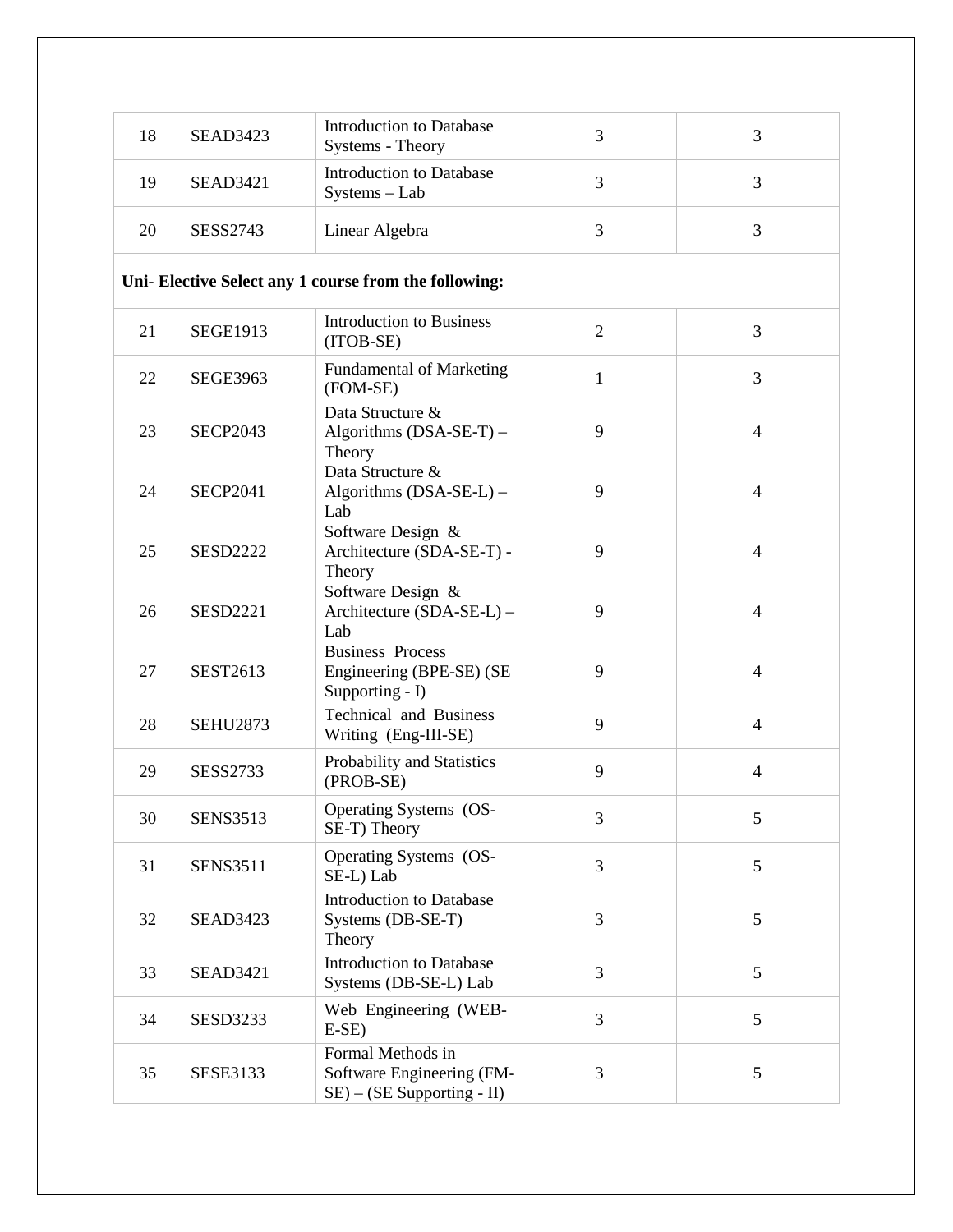| 18 | SEAD3423 | Introduction to Database Systems - Theory | 3 | 3 |
|---|---|---|---|---|
| 19 | SEAD3421 | Introduction to Database Systems – Lab | 3 | 3 |
| 20 | SESS2743 | Linear Algebra | 3 | 3 |
| **Uni- Elective Select any 1 course from the following:** | | | | |
| 21 | SEGE1913 | Introduction to Business (ITOB-SE) | 2 | 3 |
| 22 | SEGE3963 | Fundamental of Marketing (FOM-SE) | 1 | 3 |
| 23 | SECP2043 | Data Structure & Algorithms (DSA-SE-T) – Theory | 9 | 4 |
| 24 | SECP2041 | Data Structure & Algorithms (DSA-SE-L) – Lab | 9 | 4 |
| 25 | SESD2222 | Software Design & Architecture (SDA-SE-T) - Theory | 9 | 4 |
| 26 | SESD2221 | Software Design & Architecture (SDA-SE-L) – Lab | 9 | 4 |
| 27 | SEST2613 | Business Process Engineering (BPE-SE) (SE Supporting - I) | 9 | 4 |
| 28 | SEHU2873 | Technical and Business Writing (Eng-III-SE) | 9 | 4 |
| 29 | SESS2733 | Probability and Statistics (PROB-SE) | 9 | 4 |
| 30 | SENS3513 | Operating Systems (OS-SE-T) Theory | 3 | 5 |
| 31 | SENS3511 | Operating Systems (OS-SE-L) Lab | 3 | 5 |
| 32 | SEAD3423 | Introduction to Database Systems (DB-SE-T) Theory | 3 | 5 |
| 33 | SEAD3421 | Introduction to Database Systems (DB-SE-L) Lab | 3 | 5 |
| 34 | SESD3233 | Web Engineering (WEB-E-SE) | 3 | 5 |
| 35 | SESE3133 | Formal Methods in Software Engineering (FM-SE) – (SE Supporting - II) | 3 | 5 |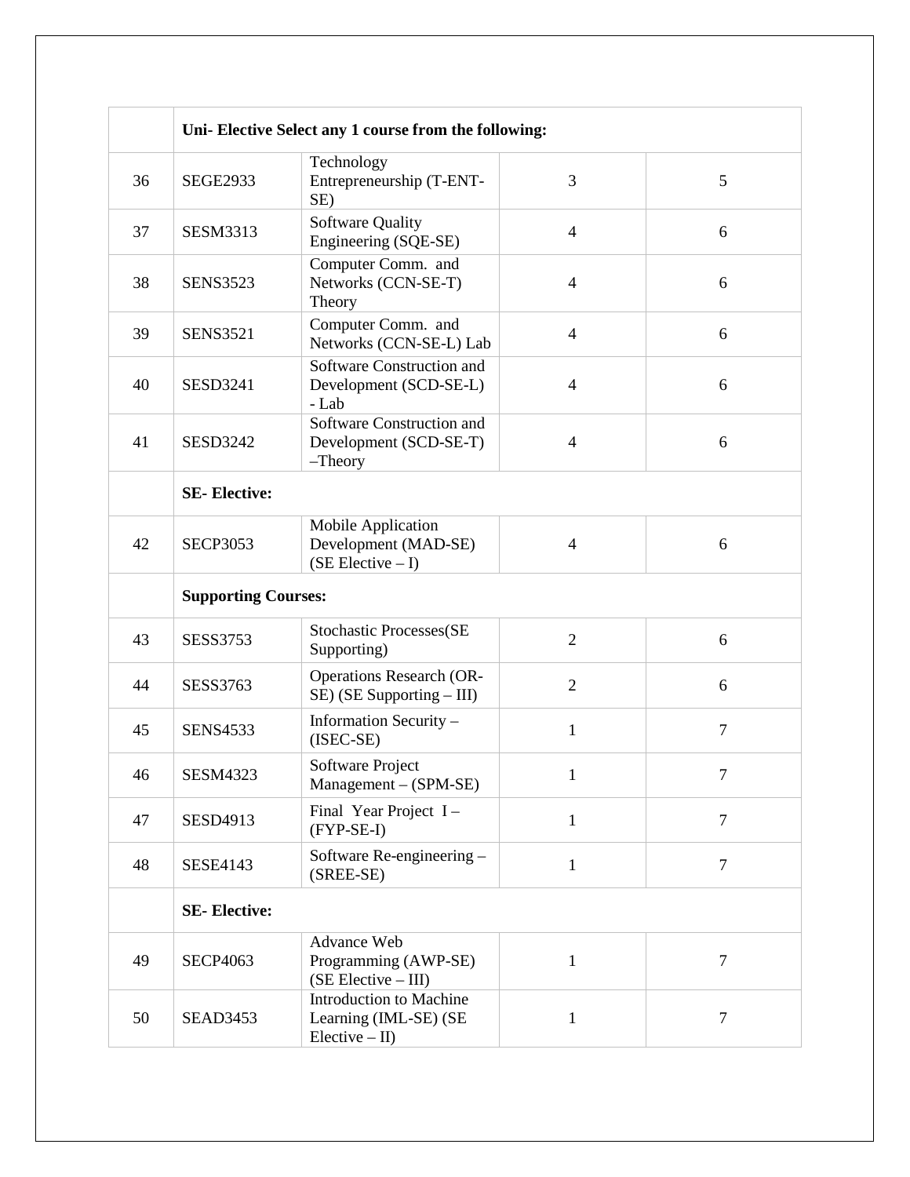| | | | | |
|---|---|---|---|---|
| | **Uni- Elective Select any 1 course from the following:** | | | |
| 36 | SEGE2933 | Technology Entrepreneurship (T-ENT-SE) | 3 | 5 |
| 37 | SESM3313 | Software Quality Engineering (SQE-SE) | 4 | 6 |
| 38 | SENS3523 | Computer Comm. and Networks (CCN-SE-T) Theory | 4 | 6 |
| 39 | SENS3521 | Computer Comm. and Networks (CCN-SE-L) Lab | 4 | 6 |
| 40 | SESD3241 | Software Construction and Development (SCD-SE-L) - Lab | 4 | 6 |
| 41 | SESD3242 | Software Construction and Development (SCD-SE-T) –Theory | 4 | 6 |
| | **SE- Elective:** | | | |
| 42 | SECP3053 | Mobile Application Development (MAD-SE) (SE Elective – I) | 4 | 6 |
| | **Supporting Courses:** | | | |
| 43 | SESS3753 | Stochastic Processes(SE Supporting) | 2 | 6 |
| 44 | SESS3763 | Operations Research (OR-SE) (SE Supporting – III) | 2 | 6 |
| 45 | SENS4533 | Information Security – (ISEC-SE) | 1 | 7 |
| 46 | SESM4323 | Software Project Management – (SPM-SE) | 1 | 7 |
| 47 | SESD4913 | Final Year Project I – (FYP-SE-I) | 1 | 7 |
| 48 | SESE4143 | Software Re-engineering – (SREE-SE) | 1 | 7 |
| | **SE- Elective:** | | | |
| 49 | SECP4063 | Advance Web Programming (AWP-SE) (SE Elective – III) | 1 | 7 |
| 50 | SEAD3453 | Introduction to Machine Learning (IML-SE) (SE Elective – II) | 1 | 7 |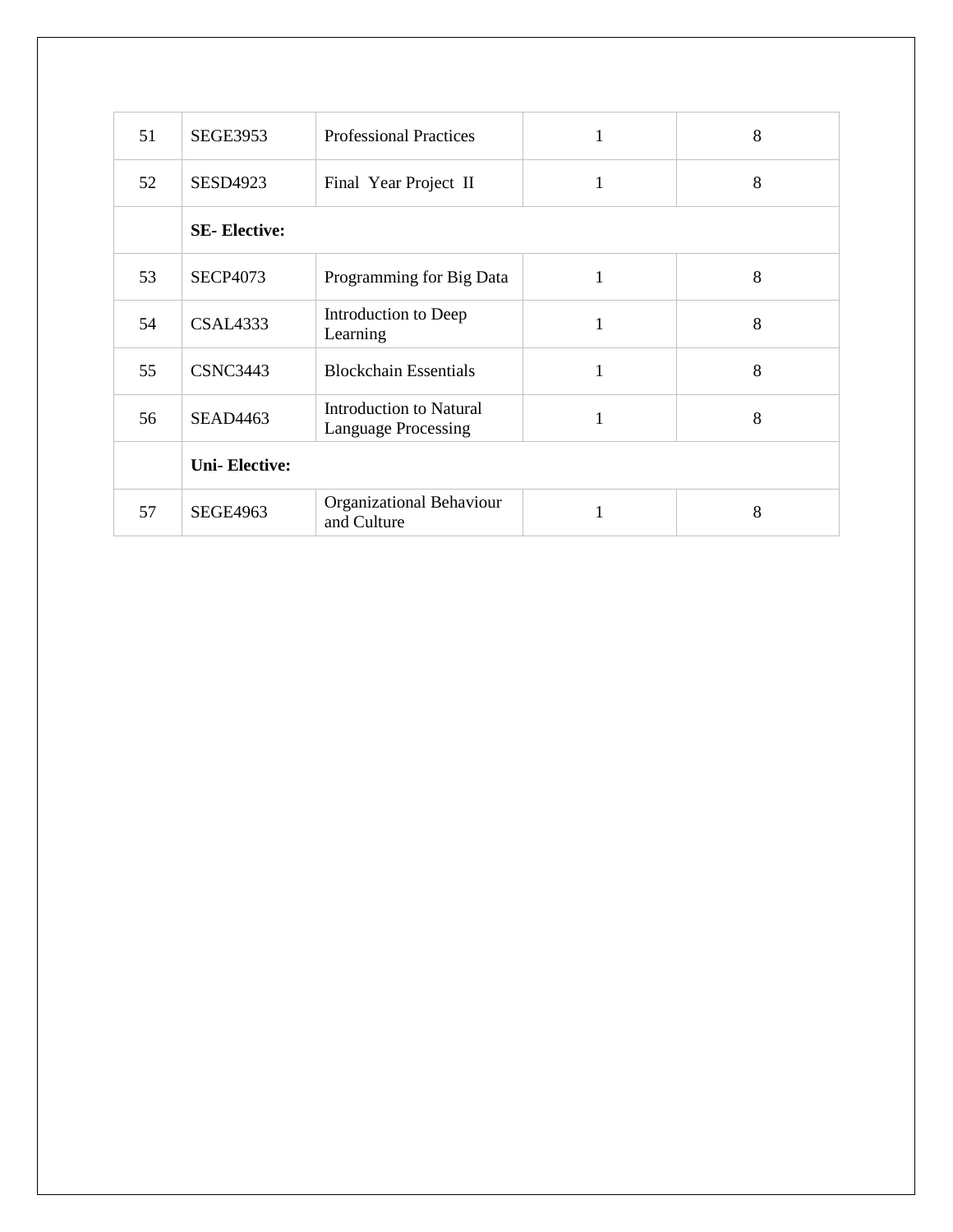| | | | | |
|---|---|---|---|---|
| 51 | SEGE3953 | Professional Practices | 1 | 8 |
| 52 | SESD4923 | Final Year Project II | 1 | 8 |
| | **SE- Elective:** | | | |
| 53 | SECP4073 | Programming for Big Data | 1 | 8 |
| 54 | CSAL4333 | Introduction to Deep Learning | 1 | 8 |
| 55 | CSNC3443 | Blockchain Essentials | 1 | 8 |
| 56 | SEAD4463 | Introduction to Natural Language Processing | 1 | 8 |
| | **Uni- Elective:** | | | |
| 57 | SEGE4963 | Organizational Behaviour and Culture | 1 | 8 |